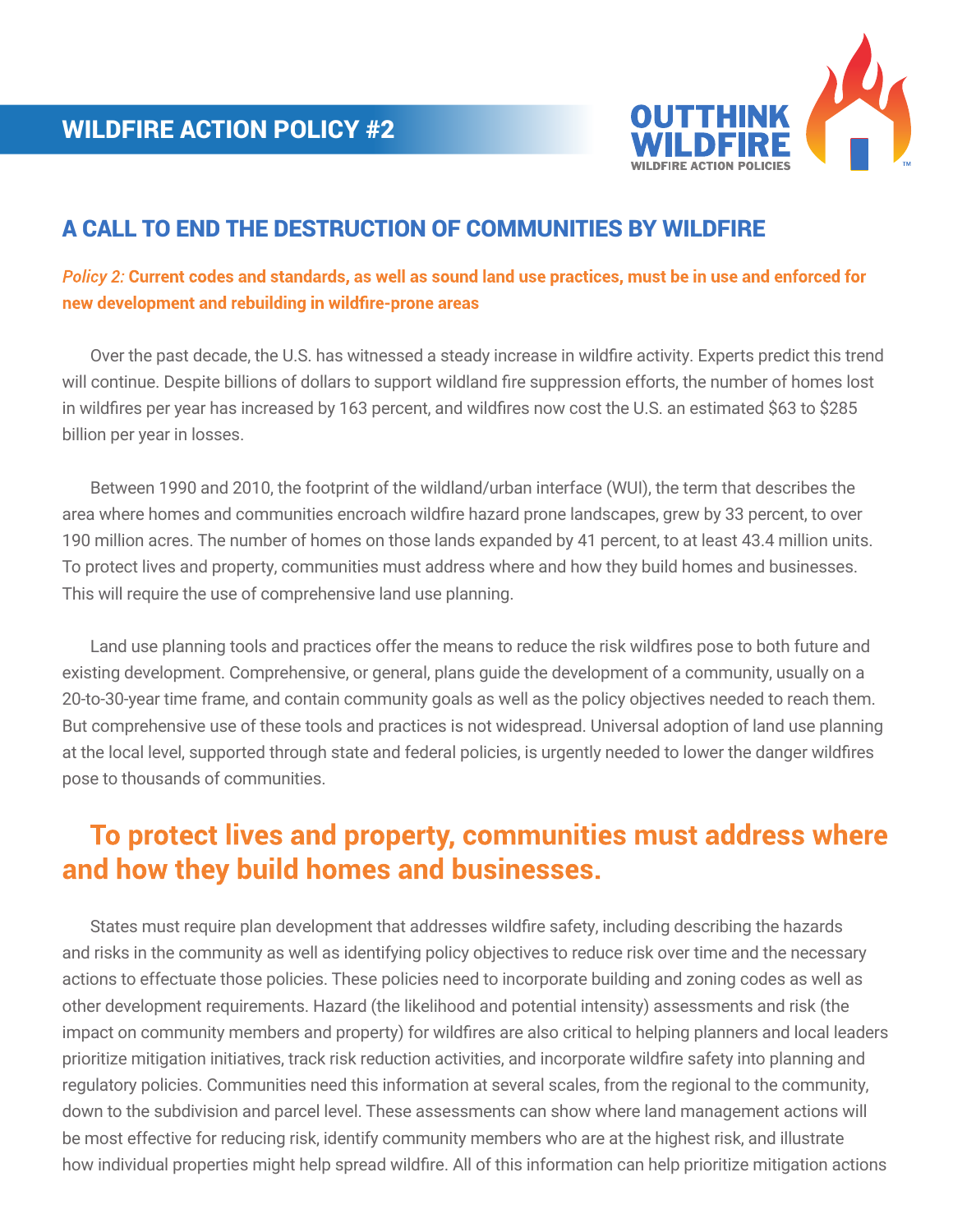## WILDFIRE ACTION POLICY #2

OUTTHINK WILDFIRE
WILDFIRE ACTION POLICIES

# A CALL TO END THE DESTRUCTION OF COMMUNITIES BY WILDFIRE

***Policy 2:*** **Current codes and standards, as well as sound land use practices, must be in use and enforced for new development and rebuilding in wildfire-prone areas**

Over the past decade, the U.S. has witnessed a steady increase in wildfire activity. Experts predict this trend will continue. Despite billions of dollars to support wildland fire suppression efforts, the number of homes lost in wildfires per year has increased by 163 percent, and wildfires now cost the U.S. an estimated $63 to $285 billion per year in losses.

Between 1990 and 2010, the footprint of the wildland/urban interface (WUI), the term that describes the area where homes and communities encroach wildfire hazard prone landscapes, grew by 33 percent, to over 190 million acres. The number of homes on those lands expanded by 41 percent, to at least 43.4 million units. To protect lives and property, communities must address where and how they build homes and businesses. This will require the use of comprehensive land use planning.

Land use planning tools and practices offer the means to reduce the risk wildfires pose to both future and existing development. Comprehensive, or general, plans guide the development of a community, usually on a 20-to-30-year time frame, and contain community goals as well as the policy objectives needed to reach them. But comprehensive use of these tools and practices is not widespread. Universal adoption of land use planning at the local level, supported through state and federal policies, is urgently needed to lower the danger wildfires pose to thousands of communities.

## To protect lives and property, communities must address where and how they build homes and businesses.

States must require plan development that addresses wildfire safety, including describing the hazards and risks in the community as well as identifying policy objectives to reduce risk over time and the necessary actions to effectuate those policies. These policies need to incorporate building and zoning codes as well as other development requirements. Hazard (the likelihood and potential intensity) assessments and risk (the impact on community members and property) for wildfires are also critical to helping planners and local leaders prioritize mitigation initiatives, track risk reduction activities, and incorporate wildfire safety into planning and regulatory policies. Communities need this information at several scales, from the regional to the community, down to the subdivision and parcel level. These assessments can show where land management actions will be most effective for reducing risk, identify community members who are at the highest risk, and illustrate how individual properties might help spread wildfire. All of this information can help prioritize mitigation actions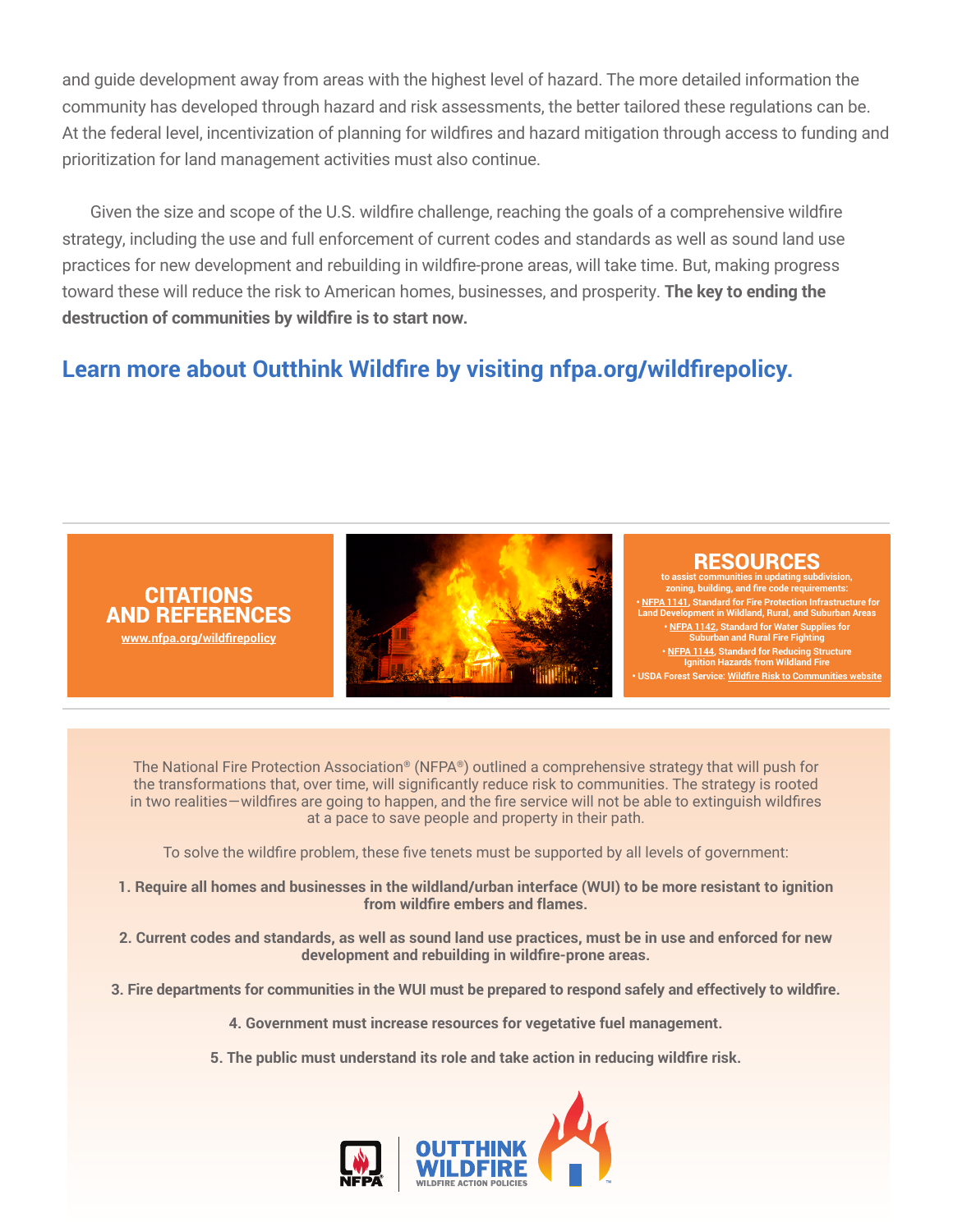and guide development away from areas with the highest level of hazard. The more detailed information the community has developed through hazard and risk assessments, the better tailored these regulations can be. At the federal level, incentivization of planning for wildfires and hazard mitigation through access to funding and prioritization for land management activities must also continue.

Given the size and scope of the U.S. wildfire challenge, reaching the goals of a comprehensive wildfire strategy, including the use and full enforcement of current codes and standards as well as sound land use practices for new development and rebuilding in wildfire-prone areas, will take time. But, making progress toward these will reduce the risk to American homes, businesses, and prosperity. **The key to ending the destruction of communities by wildfire is to start now.**

## Learn more about Outthink Wildfire by visiting nfpa.org/wildfirepolicy.

### CITATIONS AND REFERENCES

www.nfpa.org/wildfirepolicy

### RESOURCES

to assist communities in updating subdivision, zoning, building, and fire code requirements:

- NFPA 1141, Standard for Fire Protection Infrastructure for Land Development in Wildland, Rural, and Suburban Areas
- NFPA 1142, Standard for Water Supplies for Suburban and Rural Fire Fighting
- NFPA 1144, Standard for Reducing Structure Ignition Hazards from Wildland Fire
- USDA Forest Service: Wildfire Risk to Communities website

The National Fire Protection Association® (NFPA®) outlined a comprehensive strategy that will push for the transformations that, over time, will significantly reduce risk to communities. The strategy is rooted in two realities—wildfires are going to happen, and the fire service will not be able to extinguish wildfires at a pace to save people and property in their path.

To solve the wildfire problem, these five tenets must be supported by all levels of government:

1. **Require all homes and businesses in the wildland/urban interface (WUI) to be more resistant to ignition from wildfire embers and flames.**
2. **Current codes and standards, as well as sound land use practices, must be in use and enforced for new development and rebuilding in wildfire-prone areas.**
3. **Fire departments for communities in the WUI must be prepared to respond safely and effectively to wildfire.**
4. **Government must increase resources for vegetative fuel management.**
5. **The public must understand its role and take action in reducing wildfire risk.**

NFPA | OUTTHINK WILDFIRE
WILDFIRE ACTION POLICIES